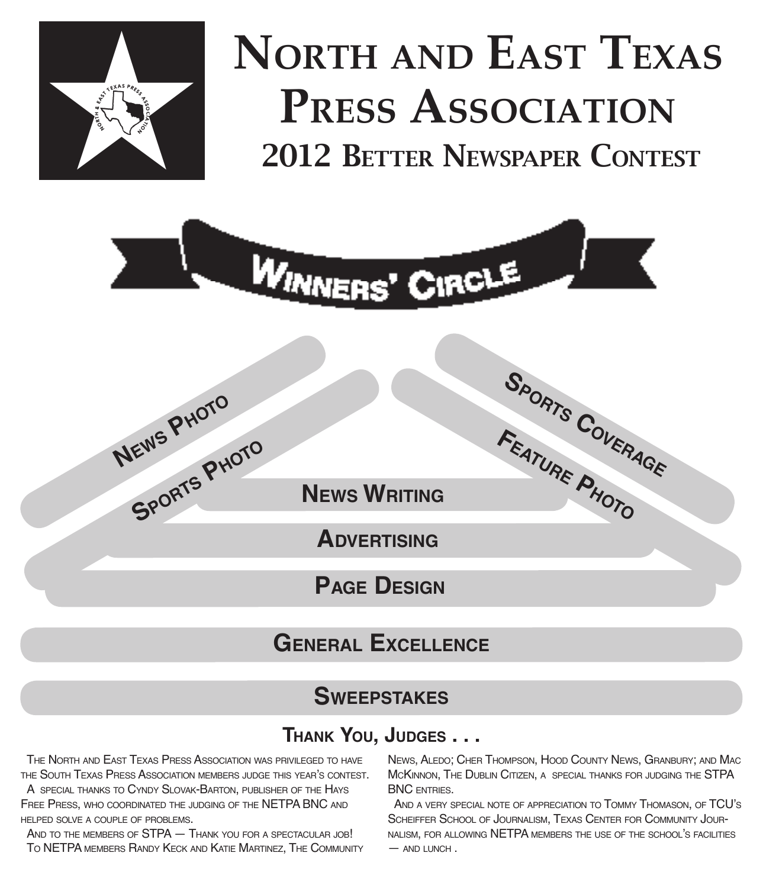# North and East Texas Press Association

## 2012 Better Newspaper Contest

### Winners' Circle

- News Photo
- Sports Photo
- Sports Coverage
- Feature Photo
- News Writing
- Advertising
- Page Design
- General Excellence
- Sweepstakes

## Thank You, Judges . . .

The North and East Texas Press Association was privileged to have the South Texas Press Association members judge this year's contest.

A special thanks to Cyndy Slovak-Barton, publisher of the Hays Free Press, who coordinated the judging of the NETPA BNC and helped solve a couple of problems.

And to the members of STPA — Thank you for a spectacular job!

To NETPA members Randy Keck and Katie Martinez, The Community News, Aledo; Cher Thompson, Hood County News, Granbury; and Mac McKinnon, The Dublin Citizen, a special thanks for judging the STPA BNC entries.

And a very special note of appreciation to Tommy Thomason, of TCU's Scheiffer School of Journalism, Texas Center for Community Journalism, for allowing NETPA members the use of the school's facilities — and lunch .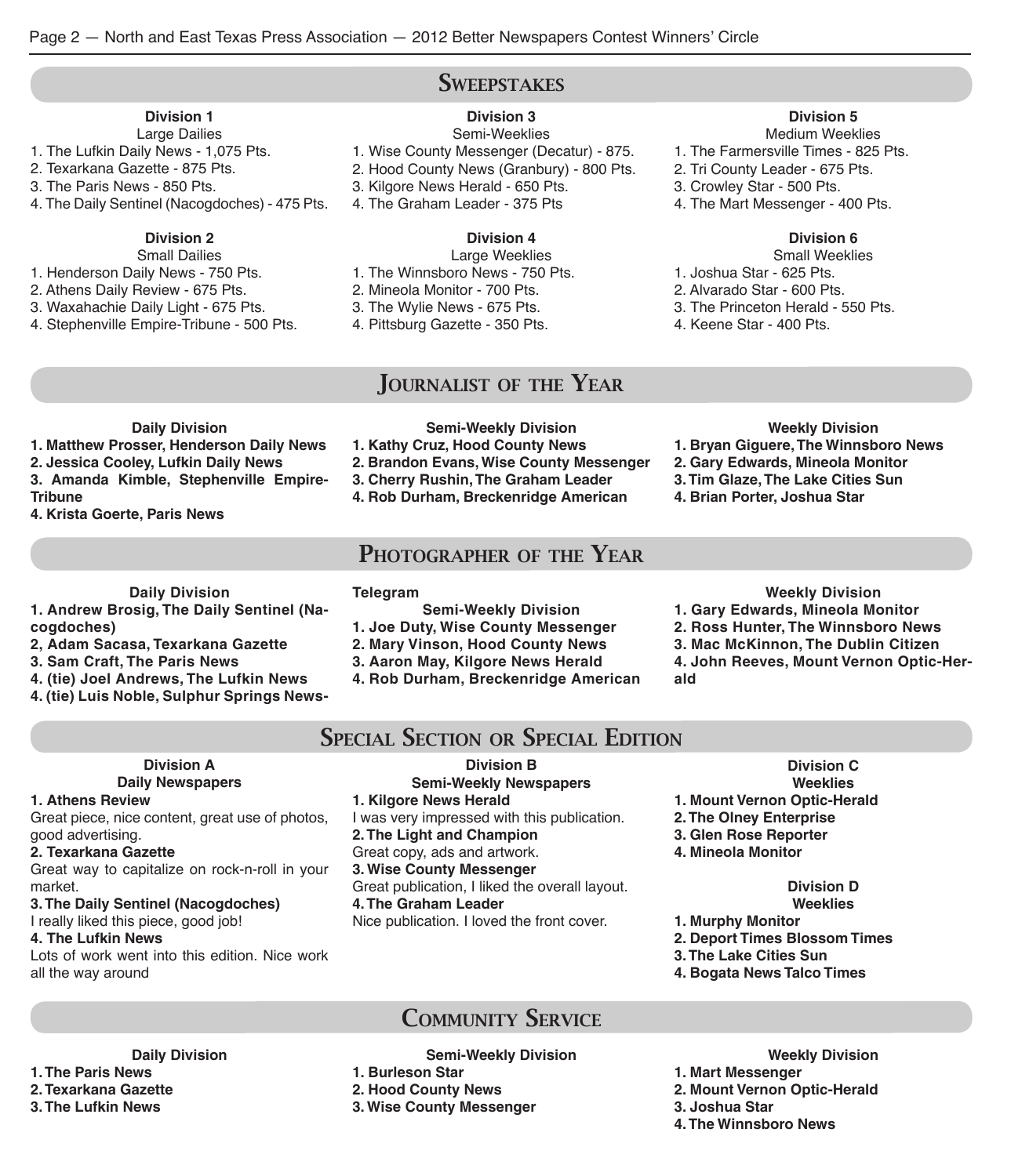## Sweepstakes

**Division 1**
Large Dailies
1. The Lufkin Daily News - 1,075 Pts.
2. Texarkana Gazette - 875 Pts.
3. The Paris News - 850 Pts.
4. The Daily Sentinel (Nacogdoches) - 475 Pts.

**Division 2**
Small Dailies
1. Henderson Daily News - 750 Pts.
2. Athens Daily Review - 675 Pts.
3. Waxahachie Daily Light - 675 Pts.
4. Stephenville Empire-Tribune - 500 Pts.

**Division 3**
Semi-Weeklies
1. Wise County Messenger (Decatur) - 875.
2. Hood County News (Granbury) - 800 Pts.
3. Kilgore News Herald - 650 Pts.
4. The Graham Leader - 375 Pts

**Division 4**
Large Weeklies
1. The Winnsboro News - 750 Pts.
2. Mineola Monitor - 700 Pts.
3. The Wylie News - 675 Pts.
4. Pittsburg Gazette - 350 Pts.

**Division 5**
Medium Weeklies
1. The Farmersville Times - 825 Pts.
2. Tri County Leader - 675 Pts.
3. Crowley Star - 500 Pts.
4. The Mart Messenger - 400 Pts.

**Division 6**
Small Weeklies
1. Joshua Star - 625 Pts.
2. Alvarado Star - 600 Pts.
3. The Princeton Herald - 550 Pts.
4. Keene Star - 400 Pts.

## Journalist of the Year

**Daily Division**
**1. Matthew Prosser, Henderson Daily News**
**2. Jessica Cooley, Lufkin Daily News**
**3. Amanda Kimble, Stephenville Empire-Tribune**
**4. Krista Goerte, Paris News**

**Semi-Weekly Division**
**1. Kathy Cruz, Hood County News**
**2. Brandon Evans, Wise County Messenger**
**3. Cherry Rushin, The Graham Leader**
**4. Rob Durham, Breckenridge American**

**Weekly Division**
**1. Bryan Giguere, The Winnsboro News**
**2. Gary Edwards, Mineola Monitor**
**3. Tim Glaze, The Lake Cities Sun**
**4. Brian Porter, Joshua Star**

## Photographer of the Year

**Daily Division**
**1. Andrew Brosig, The Daily Sentinel (Nacogdoches)**
**2, Adam Sacasa, Texarkana Gazette**
**3. Sam Craft, The Paris News**
**4. (tie) Joel Andrews, The Lufkin News**
**4. (tie) Luis Noble, Sulphur Springs News-Telegram**

**Semi-Weekly Division**
**1. Joe Duty, Wise County Messenger**
**2. Mary Vinson, Hood County News**
**3. Aaron May, Kilgore News Herald**
**4. Rob Durham, Breckenridge American**

**Weekly Division**
**1. Gary Edwards, Mineola Monitor**
**2. Ross Hunter, The Winnsboro News**
**3. Mac McKinnon, The Dublin Citizen**
**4. John Reeves, Mount Vernon Optic-Herald**

## Special Section or Special Edition

**Division A**
**Daily Newspapers**
**1. Athens Review**
Great piece, nice content, great use of photos, good advertising.
**2. Texarkana Gazette**
Great way to capitalize on rock-n-roll in your market.
**3. The Daily Sentinel (Nacogdoches)**
I really liked this piece, good job!
**4. The Lufkin News**
Lots of work went into this edition. Nice work all the way around

**Division B**
**Semi-Weekly Newspapers**
**1. Kilgore News Herald**
I was very impressed with this publication.
**2. The Light and Champion**
Great copy, ads and artwork.
**3. Wise County Messenger**
Great publication, I liked the overall layout.
**4. The Graham Leader**
Nice publication. I loved the front cover.

**Division C**
**Weeklies**
**1. Mount Vernon Optic-Herald**
**2. The Olney Enterprise**
**3. Glen Rose Reporter**
**4. Mineola Monitor**

**Division D**
**Weeklies**
**1. Murphy Monitor**
**2. Deport Times Blossom Times**
**3. The Lake Cities Sun**
**4. Bogata News Talco Times**

## Community Service

**Daily Division**
**1. The Paris News**
**2. Texarkana Gazette**
**3. The Lufkin News**

**Semi-Weekly Division**
**1. Burleson Star**
**2. Hood County News**
**3. Wise County Messenger**

**Weekly Division**
**1. Mart Messenger**
**2. Mount Vernon Optic-Herald**
**3. Joshua Star**
**4. The Winnsboro News**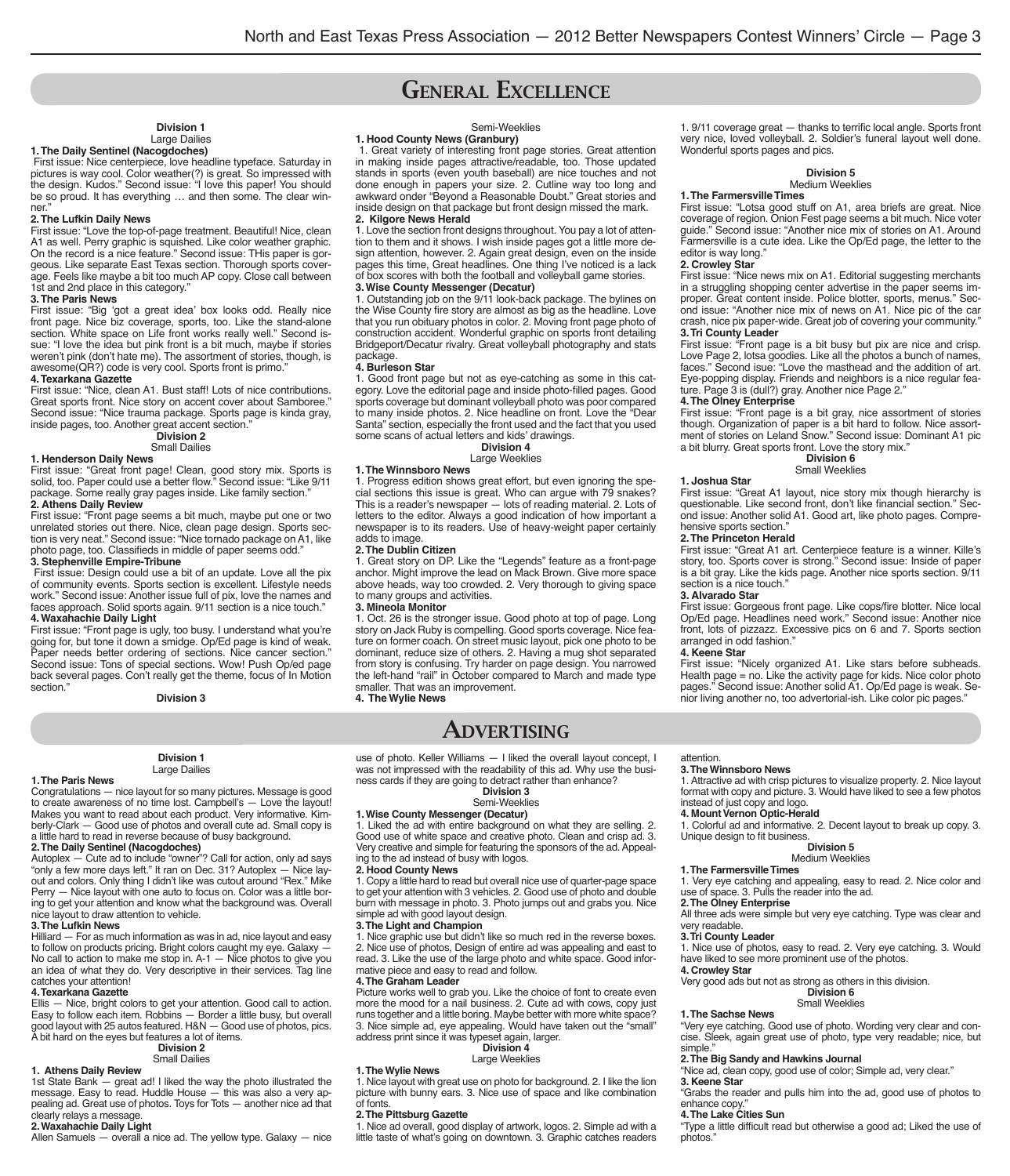# General Excellence

### Division 1
Large Dailies

**1. The Daily Sentinel (Nacogdoches)**
First issue: Nice centerpiece, love headline typeface. Saturday in pictures is way cool. Color weather(?) is great. So impressed with the design. Kudos." Second issue: "I love this paper! You should be so proud. It has everything … and then some. The clear winner."

**2. The Lufkin Daily News**
First issue: "Love the top-of-page treatment. Beautiful! Nice, clean A1 as well. Perry graphic is squished. Like color weather graphic. On the record is a nice feature." Second issue: THis paper is gorgeous. Like separate East Texas section. Thorough sports coverage. Feels like maybe a bit too much AP copy. Close call between 1st and 2nd place in this category."

**3. The Paris News**
First issue: "Big 'got a great idea' box looks odd. Really nice front page. Nice biz coverage, sports, too. Like the stand-alone section. White space on Life front works really well." Second issue: "I love the idea but pink front is a bit much, maybe if stories weren't pink (don't hate me). The assortment of stories, though, is awesome(QR?) code is very cool. Sports front is primo."

**4. Texarkana Gazette**
First issue: "Nice, clean A1. Bust staff! Lots of nice contributions. Great sports front. Nice story on accent cover about Samboree." Second issue: "Nice trauma package. Sports page is kinda gray, inside pages, too. Another great accent section."

### Division 2
Small Dailies

**1. Henderson Daily News**
First issue: "Great front page! Clean, good story mix. Sports is solid, too. Paper could use a better flow." Second issue: "Like 9/11 package. Some really gray pages inside. Like family section."

**2. Athens Daily Review**
First issue: "Front page seems a bit much, maybe put one or two unrelated stories out there. Nice, clean page design. Sports section is very neat." Second issue: "Nice tornado package on A1, like photo page, too. Classifieds in middle of paper seems odd."

**3. Stephenville Empire-Tribune**
First issue: Design could use a bit of an update. Love all the pix of community events. Sports section is excellent. Lifestyle needs work." Second issue: Another issue full of pix, love the names and faces approach. Solid sports again. 9/11 section is a nice touch."

**4. Waxahachie Daily Light**
First issue: "Front page is ugly, too busy. I understand what you're going for, but tone it down a smidge. Op/Ed page is kind of weak. Paper needs better ordering of sections. Nice cancer section." Second issue: Tons of special sections. Wow! Push Op/ed page back several pages. Con't really get the theme, focus of In Motion section."

### Division 3
Semi-Weeklies

**1. Hood County News (Granbury)**
1. Great variety of interesting front page stories. Great attention in making inside pages attractive/readable, too. Those updated stands in sports (even youth baseball) are nice touches and not done enough in papers your size. 2. Cutline way too long and awkward under "Beyond a Reasonable Doubt." Great stories and inside design on that package but front design missed the mark.

**2. Kilgore News Herald**
1. Love the section front designs throughout. You pay a lot of attention to them and it shows. I wish inside pages got a little more design attention, however. 2. Again great design, even on the inside pages this time, Great headlines. One thing I've noticed is a lack of box scores with both the football and volleyball game stories.

**3. Wise County Messenger (Decatur)**
1. Outstanding job on the 9/11 look-back package. The bylines on the Wise County fire story are almost as big as the headline. Love that you run obituary photos in color. 2. Moving front page photo of construction accident. Wonderful graphic on sports front detailing Bridgeport/Decatur rivalry. Great volleyball photography and stats package.

**4. Burleson Star**
1. Good front page but not as eye-catching as some in this category. Love the editorial page and inside photo-filled pages. Good sports coverage but dominant volleyball photo was poor compared to many inside photos. 2. Nice headline on front. Love the "Dear Santa" section, especially the front used and the fact that you used some scans of actual letters and kids' drawings.

### Division 4
Large Weeklies

**1. The Winnsboro News**
1. Progress edition shows great effort, but even ignoring the special sections this issue is great. Who can argue with 79 snakes? This is a reader's newspaper — lots of reading material. 2. Lots of letters to the editor. Always a good indication of how important a newspaper is to its readers. Use of heavy-weight paper certainly adds to image.

**2. The Dublin Citizen**
1. Great story on DP. Like the "Legends" feature as a front-page anchor. Might improve the lead on Mack Brown. Give more space above heads, way too crowded. 2. Very thorough to giving space to many groups and activities.

**3. Mineola Monitor**
1. Oct. 26 is the stronger issue. Good photo at top of page. Long story on Jack Ruby is compelling. Good sports coverage. Nice feature on former coach. On street music layout, pick one photo to be dominant, reduce size of others. 2. Having a mug shot separated from story is confusing. Try harder on page design. You narrowed the left-hand "rail" in October compared to March and made type smaller. That was an improvement.

**4. The Wylie News**
1. 9/11 coverage great — thanks to terrific local angle. Sports front very nice, loved volleyball. 2. Soldier's funeral layout well done. Wonderful sports pages and pics.

### Division 5
Medium Weeklies

**1. The Farmersville Times**
First issue: "Lotsa good stuff on A1, area briefs are great. Nice coverage of region. Onion Fest page seems a bit much. Nice voter guide." Second issue: "Another nice mix of stories on A1. Around Farmersville is a cute idea. Like the Op/Ed page, the letter to the editor is way long."

**2. Crowley Star**
First issue: "Nice news mix on A1. Editorial suggesting merchants in a struggling shopping center advertise in the paper seems improper. Great content inside. Police blotter, sports, menus." Second issue: "Another nice mix of news on A1. Nice pic of the car crash, nice pix paper-wide. Great job of covering your community."

**3. Tri County Leader**
First issue: "Front page is a bit busy but pix are nice and crisp. Love Page 2, lotsa goodies. Like all the photos a bunch of names, faces." Second issue: "Love the masthead and the addition of art. Eye-popping display. Friends and neighbors is a nice regular feature. Page 3 is (dull?) gray. Another nice Page 2."

**4. The Olney Enterprise**
First issue: "Front page is a bit gray, nice assortment of stories though. Organization of paper is a bit hard to follow. Nice assortment of stories on Leland Snow." Second issue: Dominant A1 pic a bit blurry. Great sports front. Love the story mix."

### Division 6
Small Weeklies

**1. Joshua Star**
First issue: "Great A1 layout, nice story mix though hierarchy is questionable. Like second front, don't like financial section." Second issue: Another solid A1. Good art, like photo pages. Comprehensive sports section."

**2. The Princeton Herald**
First issue: "Great A1 art. Centerpiece feature is a winner. Kille's story, too. Sports cover is strong." Second issue: Inside of paper is a bit gray. Like the kids page. Another nice sports section. 9/11 section is a nice touch."

**3. Alvarado Star**
First issue: Gorgeous front page. Like cops/fire blotter. Nice local Op/Ed page. Headlines need work." Second issue: Another nice front, lots of pizzazz. Excessive pics on 6 and 7. Sports section arranged in odd fashion."

**4. Keene Star**
First issue: "Nicely organized A1. Like stars before subheads. Health page = no. Like the activity page for kids. Nice color photo pages." Second issue: Another solid A1. Op/Ed page is weak. Senior living another no, too advertorial-ish. Like color pic pages."

# Advertising

### Division 1
Large Dailies

**1. The Paris News**
Congratulations — nice layout for so many pictures. Message is good to create awareness of no time lost. Campbell's — Love the layout! Makes you want to read about each product. Very informative. Kimberly-Clark — Good use of photos and overall cute ad. Small copy is a little hard to read in reverse because of busy background.

**2. The Daily Sentinel (Nacogdoches)**
Autoplex — Cute ad to include "owner"? Call for action, only ad says "only a few more days left." It ran on Dec. 31? Autoplex — Nice layout and colors. Only thing I didn't like was cutout around "Rex." Mike Perry — Nice layout with one auto to focus on. Color was a little boring to get your attention and know what the background was. Overall nice layout to draw attention to vehicle.

**3. The Lufkin News**
Hilliard — For as much information as was in ad, nice layout and easy to follow on products pricing. Bright colors caught my eye. Galaxy — No call to action to make me stop in. A-1 — Nice photos to give you an idea of what they do. Very descriptive in their services. Tag line catches your attention!

**4. Texarkana Gazette**
Ellis — Nice, bright colors to get your attention. Good call to action. Easy to follow each item. Robbins — Border a little busy, but overall good layout with 25 autos featured. H&N — Good use of photos, pics. A bit hard on the eyes but features a lot of items.

### Division 2
Small Dailies

**1. Athens Daily Review**
1st State Bank — great ad! I liked the way the photo illustrated the message. Easy to read. Huddle House — this was also a very appealing ad. Great use of photos. Toys for Tots — another nice ad that clearly relays a message.

**2. Waxahachie Daily Light**
Allen Samuels — overall a nice ad. The yellow type. Galaxy — nice use of photo. Keller Williams — I liked the overall layout concept, I was not impressed with the readability of this ad. Why use the business cards if they are going to detract rather than enhance?

### Division 3
Semi-Weeklies

**1. Wise County Messenger (Decatur)**
1. Liked the ad with entire background on what they are selling. 2. Good use of white space and creative photo. Clean and crisp ad. 3. Very creative and simple for featuring the sponsors of the ad. Appealing to the ad instead of busy with logos.

**2. Hood County News**
1. Copy a little hard to read but overall nice use of quarter-page space to get your attention with 3 vehicles. 2. Good use of photo and double burn with message in photo. 3. Photo jumps out and grabs you. Nice simple ad with good layout design.

**3. The Light and Champion**
1. Nice graphic use but didn't like so much red in the reverse boxes. 2. Nice use of photos, Design of entire ad was appealing and east to read. 3. Like the use of the large photo and white space. Good informative piece and easy to read and follow.

**4. The Graham Leader**
Picture works well to grab you. Like the choice of font to create even more the mood for a nail business. 2. Cute ad with cows, copy just runs together and a little boring. Maybe better with more white space? 3. Nice simple ad, eye appealing. Would have taken out the "small" address print since it was typeset again, larger.

### Division 4
Large Weeklies

**1. The Wylie News**
1. Nice layout with great use on photo for background. 2. I like the lion picture with bunny ears. 3. Nice use of space and like combination of fonts.

**2. The Pittsburg Gazette**
1. Nice ad overall, good display of artwork, logos. 2. Simple ad with a little taste of what's going on downtown. 3. Graphic catches readers attention.

**3. The Winnsboro News**
1. Attractive ad with crisp pictures to visualize property. 2. Nice layout format with copy and picture. 3. Would have liked to see a few photos instead of just copy and logo.

**4. Mount Vernon Optic-Herald**
1. Colorful ad and informative. 2. Decent layout to break up copy. 3. Unique design to fit business.

### Division 5
Medium Weeklies

**1. The Farmersville Times**
1. Very eye catching and appealing, easy to read. 2. Nice color and use of space. 3. Pulls the reader into the ad.

**2. The Olney Enterprise**
All three ads were simple but very eye catching. Type was clear and very readable.

**3. Tri County Leader**
1. Nice use of photos, easy to read. 2. Very eye catching. 3. Would have liked to see more prominent use of the photos.

**4. Crowley Star**
Very good ads but not as strong as others in this division.

### Division 6
Small Weeklies

**1. The Sachse News**
"Very eye catching. Good use of photo. Wording very clear and concise. Sleek, again great use of photo, type very readable; nice, but simple."

**2. The Big Sandy and Hawkins Journal**
"Nice ad, clean copy, good use of color; Simple ad, very clear."

**3. Keene Star**
"Grabs the reader and pulls him into the ad, good use of photos to enhance copy."

**4. The Lake Cities Sun**
"Type a little difficult read but otherwise a good ad; Liked the use of photos."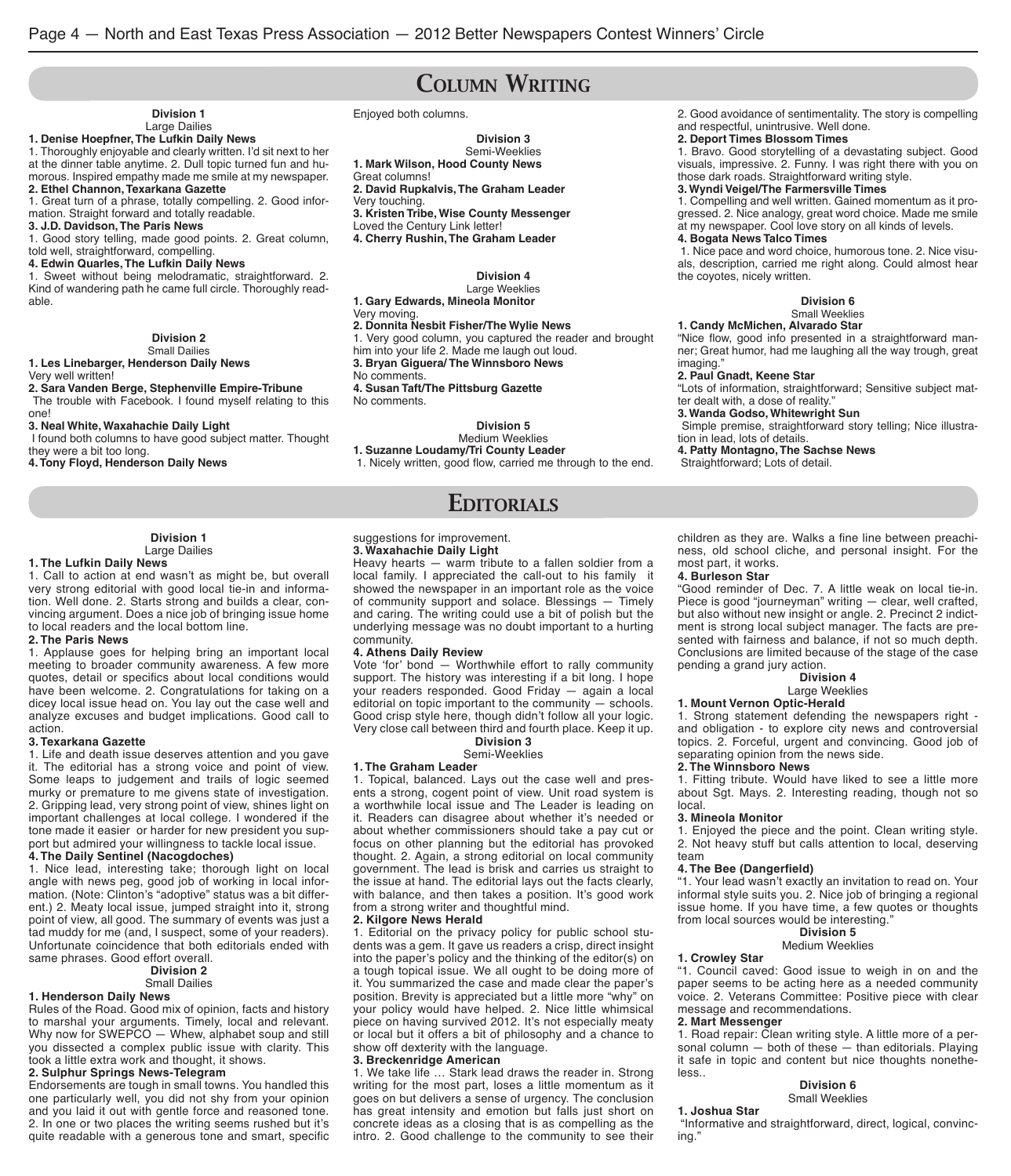## Column Writing

**Division 1**
Large Dailies

**1. Denise Hoepfner, The Lufkin Daily News**
1. Thoroughly enjoyable and clearly written. I'd sit next to her at the dinner table anytime. 2. Dull topic turned fun and humorous. Inspired empathy made me smile at my newspaper.

**2. Ethel Channon, Texarkana Gazette**
1. Great turn of a phrase, totally compelling. 2. Good information. Straight forward and totally readable.

**3. J.D. Davidson, The Paris News**
1. Good story telling, made good points. 2. Great column, told well, straightforward, compelling.

**4. Edwin Quarles, The Lufkin Daily News**
1. Sweet without being melodramatic, straightforward. 2. Kind of wandering path he came full circle. Thoroughly readable.

**Division 2**
Small Dailies

**1. Les Linebarger, Henderson Daily News**
Very well written!

**2. Sara Vanden Berge, Stephenville Empire-Tribune**
The trouble with Facebook. I found myself relating to this one!

**3. Neal White, Waxahachie Daily Light**
I found both columns to have good subject matter. Thought they were a bit too long.

**4. Tony Floyd, Henderson Daily News**
Enjoyed both columns.

**Division 3**
Semi-Weeklies

**1. Mark Wilson, Hood County News**
Great columns!

**2. David Rupkalvis, The Graham Leader**
Very touching.

**3. Kristen Tribe, Wise County Messenger**
Loved the Century Link letter!

**4. Cherry Rushin, The Graham Leader**

**Division 4**
Large Weeklies

**1. Gary Edwards, Mineola Monitor**
Very moving.

**2. Donnita Nesbit Fisher/The Wylie News**
1. Very good column, you captured the reader and brought him into your life 2. Made me laugh out loud.

**3. Bryan Giguera/ The Winnsboro News**
No comments.

**4. Susan Taft/The Pittsburg Gazette**
No comments.

**Division 5**
Medium Weeklies

**1. Suzanne Loudamy/Tri County Leader**
1. Nicely written, good flow, carried me through to the end. 2. Good avoidance of sentimentality. The story is compelling and respectful, unintrusive. Well done.

**2. Deport Times Blossom Times**
1. Bravo. Good storytelling of a devastating subject. Good visuals, impressive. 2. Funny. I was right there with you on those dark roads. Straightforward writing style.

**3. Wyndi Veigel/The Farmersville Times**
1. Compelling and well written. Gained momentum as it progressed. 2. Nice analogy, great word choice. Made me smile at my newspaper. Cool love story on all kinds of levels.

**4. Bogata News Talco Times**
1. Nice pace and word choice, humorous tone. 2. Nice visuals, description, carried me right along. Could almost hear the coyotes, nicely written.

**Division 6**
Small Weeklies

**1. Candy McMichen, Alvarado Star**
"Nice flow, good info presented in a straightforward manner; Great humor, had me laughing all the way trough, great imaging."

**2. Paul Gnadt, Keene Star**
"Lots of information, straightforward; Sensitive subject matter dealt with, a dose of reality."

**3. Wanda Godso, Whitewright Sun**
Simple premise, straightforward story telling; Nice illustration in lead, lots of details.

**4. Patty Montagno, The Sachse News**
Straightforward; Lots of detail.

## Editorials

**Division 1**
Large Dailies

**1. The Lufkin Daily News**
1. Call to action at end wasn't as might be, but overall very strong editorial with good local tie-in and information. Well done. 2. Starts strong and builds a clear, convincing argument. Does a nice job of bringing issue home to local readers and the local bottom line.

**2. The Paris News**
1. Applause goes for helping bring an important local meeting to broader community awareness. A few more quotes, detail or specifics about local conditions would have been welcome. 2. Congratulations for taking on a dicey local issue head on. You lay out the case well and analyze excuses and budget implications. Good call to action.

**3. Texarkana Gazette**
1. Life and death issue deserves attention and you gave it. The editorial has a strong voice and point of view. Some leaps to judgement and trails of logic seemed murky or premature to me givens state of investigation. 2. Gripping lead, very strong point of view, shines light on important challenges at local college. I wondered if the tone made it easier or harder for new president you support but admired your willingness to tackle local issue.

**4. The Daily Sentinel (Nacogdoches)**
1. Nice lead, interesting take; thorough light on local angle with news peg, good job of working in local information. (Note: Clinton's "adoptive" status was a bit different.) 2. Meaty local issue, jumped straight into it, strong point of view, all good. The summary of events was just a tad muddy for me (and, I suspect, some of your readers). Unfortunate coincidence that both editorials ended with same phrases. Good effort overall.

**Division 2**
Small Dailies

**1. Henderson Daily News**
Rules of the Road. Good mix of opinion, facts and history to marshal your arguments. Timely, local and relevant. Why now for SWEPCO — Whew, alphabet soup and still you dissected a complex public issue with clarity. This took a little extra work and thought, it shows.

**2. Sulphur Springs News-Telegram**
Endorsements are tough in small towns. You handled this one particularly well, you did not shy from your opinion and you laid it out with gentle force and reasoned tone. 2. In one or two places the writing seems rushed but it's quite readable with a generous tone and smart, specific suggestions for improvement.

**3. Waxahachie Daily Light**
Heavy hearts — warm tribute to a fallen soldier from a local family. I appreciated the call-out to his family it showed the newspaper in an important role as the voice of community support and solace. Blessings — Timely and caring. The writing could use a bit of polish but the underlying message was no doubt important to a hurting community.

**4. Athens Daily Review**
Vote 'for' bond — Worthwhile effort to rally community support. The history was interesting if a bit long. I hope your readers responded. Good Friday — again a local editorial on topic important to the community — schools. Good crisp style here, though didn't follow all your logic. Very close call between third and fourth place. Keep it up.

**Division 3**
Semi-Weeklies

**1. The Graham Leader**
1. Topical, balanced. Lays out the case well and presents a strong, cogent point of view. Unit road system is a worthwhile local issue and The Leader is leading on it. Readers can disagree about whether it's needed or about whether commissioners should take a pay cut or focus on other planning but the editorial has provoked thought. 2. Again, a strong editorial on local community government. The lead is brisk and carries us straight to the issue at hand. The editorial lays out the facts clearly, with balance, and then takes a position. It's good work from a strong writer and thoughtful mind.

**2. Kilgore News Herald**
1. Editorial on the privacy policy for public school students was a gem. It gave us readers a crisp, direct insight into the paper's policy and the thinking of the editor(s) on a tough topical issue. We all ought to be doing more of it. You summarized the case and made clear the paper's position. Brevity is appreciated but a little more "why" on your policy would have helped. 2. Nice little whimsical piece on having survived 2012. It's not especially meaty or local but it offers a bit of philosophy and a chance to show off dexterity with the language.

**3. Breckenridge American**
1. We take life … Stark lead draws the reader in. Strong writing for the most part, loses a little momentum as it goes on but delivers a sense of urgency. The conclusion has great intensity and emotion but falls just short on concrete ideas as a closing that is as compelling as the intro. 2. Good challenge to the community to see their children as they are. Walks a fine line between preachiness, old school cliche, and personal insight. For the most part, it works.

**4. Burleson Star**
"Good reminder of Dec. 7. A little weak on local tie-in. Piece is good "journeyman" writing — clear, well crafted, but also without new insight or angle. 2. Precinct 2 indictment is strong local subject manager. The facts are presented with fairness and balance, if not so much depth. Conclusions are limited because of the stage of the case pending a grand jury action.

**Division 4**
Large Weeklies

**1. Mount Vernon Optic-Herald**
1. Strong statement defending the newspapers right - and obligation - to explore city news and controversial topics. 2. Forceful, urgent and convincing. Good job of separating opinion from the news side.

**2. The Winnsboro News**
1. Fitting tribute. Would have liked to see a little more about Sgt. Mays. 2. Interesting reading, though not so local.

**3. Mineola Monitor**
1. Enjoyed the piece and the point. Clean writing style. 2. Not heavy stuff but calls attention to local, deserving team

**4. The Bee (Dangerfield)**
"1. Your lead wasn't exactly an invitation to read on. Your informal style suits you. 2. Nice job of bringing a regional issue home. If you have time, a few quotes or thoughts from local sources would be interesting."

**Division 5**
Medium Weeklies

**1. Crowley Star**
"1. Council caved: Good issue to weigh in on and the paper seems to be acting here as a needed community voice. 2. Veterans Committee: Positive piece with clear message and recommendations.

**2. Mart Messenger**
1. Road repair: Clean writing style. A little more of a personal column — both of these — than editorials. Playing it safe in topic and content but nice thoughts nonetheless..

**Division 6**
Small Weeklies

**1. Joshua Star**
"Informative and straightforward, direct, logical, convincing."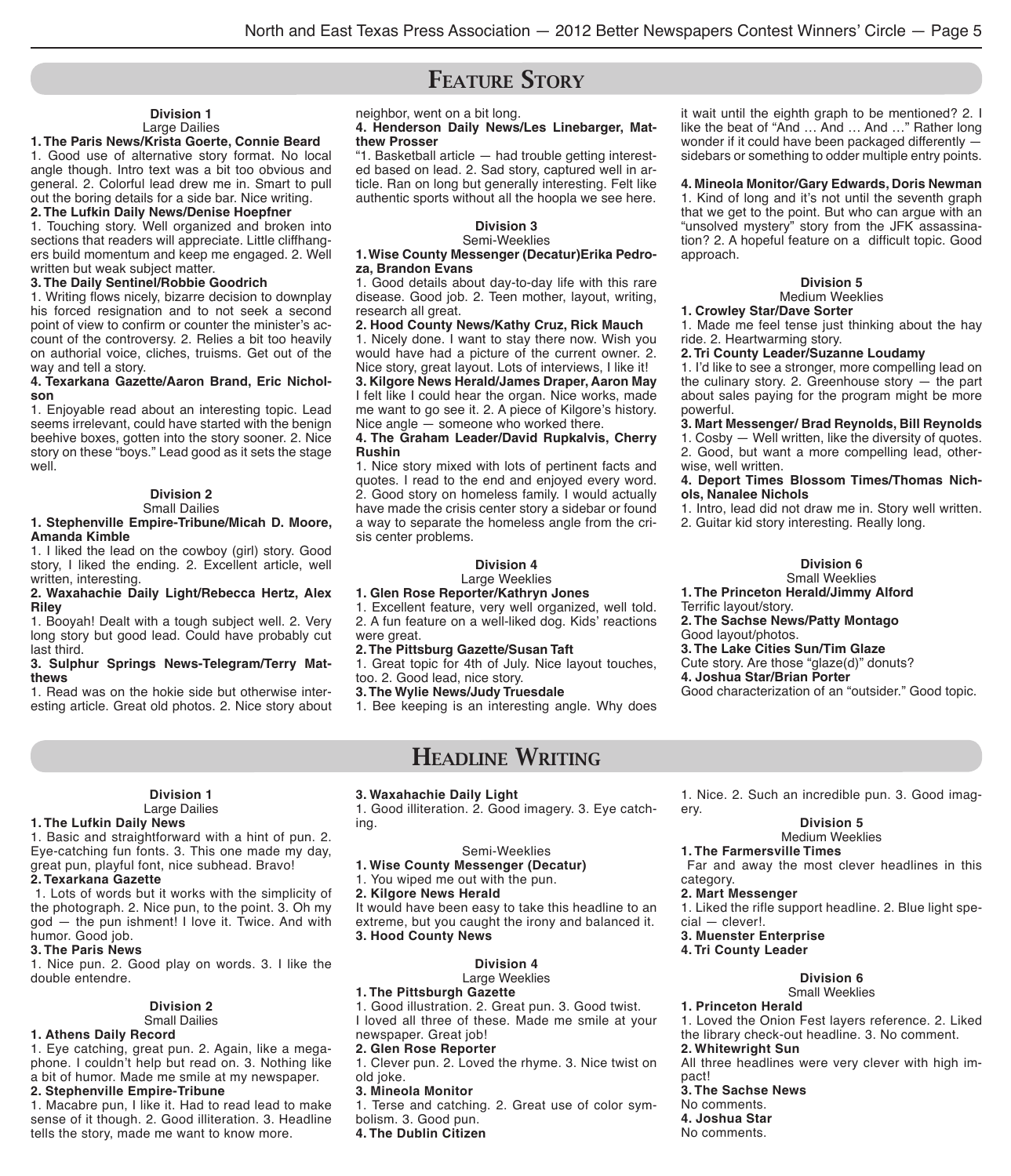# Feature Story

### Division 1
Large Dailies

**1. The Paris News/Krista Goerte, Connie Beard**
1. Good use of alternative story format. No local angle though. Intro text was a bit too obvious and general. 2. Colorful lead drew me in. Smart to pull out the boring details for a side bar. Nice writing.

**2. The Lufkin Daily News/Denise Hoepfner**
1. Touching story. Well organized and broken into sections that readers will appreciate. Little cliffhangers build momentum and keep me engaged. 2. Well written but weak subject matter.

**3. The Daily Sentinel/Robbie Goodrich**
1. Writing flows nicely, bizarre decision to downplay his forced resignation and to not seek a second point of view to confirm or counter the minister's account of the controversy. 2. Relies a bit too heavily on authorial voice, cliches, truisms. Get out of the way and tell a story.

**4. Texarkana Gazette/Aaron Brand, Eric Nicholson**
1. Enjoyable read about an interesting topic. Lead seems irrelevant, could have started with the benign beehive boxes, gotten into the story sooner. 2. Nice story on these "boys." Lead good as it sets the stage well.

### Division 2
Small Dailies

**1. Stephenville Empire-Tribune/Micah D. Moore, Amanda Kimble**
1. I liked the lead on the cowboy (girl) story. Good story, I liked the ending. 2. Excellent article, well written, interesting.

**2. Waxahachie Daily Light/Rebecca Hertz, Alex Riley**
1. Booyah! Dealt with a tough subject well. 2. Very long story but good lead. Could have probably cut last third.

**3. Sulphur Springs News-Telegram/Terry Matthews**
1. Read was on the hokie side but otherwise interesting article. Great old photos. 2. Nice story about neighbor, went on a bit long.

**4. Henderson Daily News/Les Linebarger, Matthew Prosser**
"1. Basketball article — had trouble getting interested based on lead. 2. Sad story, captured well in article. Ran on long but generally interesting. Felt like authentic sports without all the hoopla we see here.

### Division 3
Semi-Weeklies

**1. Wise County Messenger (Decatur)Erika Pedroza, Brandon Evans**
1. Good details about day-to-day life with this rare disease. Good job. 2. Teen mother, layout, writing, research all great.

**2. Hood County News/Kathy Cruz, Rick Mauch**
1. Nicely done. I want to stay there now. Wish you would have had a picture of the current owner. 2. Nice story, great layout. Lots of interviews, I like it!

**3. Kilgore News Herald/James Draper, Aaron May**
I felt like I could hear the organ. Nice works, made me want to go see it. 2. A piece of Kilgore's history. Nice angle — someone who worked there.

**4. The Graham Leader/David Rupkalvis, Cherry Rushin**
1. Nice story mixed with lots of pertinent facts and quotes. I read to the end and enjoyed every word. 2. Good story on homeless family. I would actually have made the crisis center story a sidebar or found a way to separate the homeless angle from the crisis center problems.

### Division 4
Large Weeklies

**1. Glen Rose Reporter/Kathryn Jones**
1. Excellent feature, very well organized, well told. 2. A fun feature on a well-liked dog. Kids' reactions were great.

**2. The Pittsburg Gazette/Susan Taft**
1. Great topic for 4th of July. Nice layout touches, too. 2. Good lead, nice story.

**3. The Wylie News/Judy Truesdale**
1. Bee keeping is an interesting angle. Why does it wait until the eighth graph to be mentioned? 2. I like the beat of "And … And … And …" Rather long wonder if it could have been packaged differently — sidebars or something to odder multiple entry points.

**4. Mineola Monitor/Gary Edwards, Doris Newman**
1. Kind of long and it's not until the seventh graph that we get to the point. But who can argue with an "unsolved mystery" story from the JFK assassination? 2. A hopeful feature on a difficult topic. Good approach.

### Division 5
Medium Weeklies

**1. Crowley Star/Dave Sorter**
1. Made me feel tense just thinking about the hay ride. 2. Heartwarming story.

**2. Tri County Leader/Suzanne Loudamy**
1. I'd like to see a stronger, more compelling lead on the culinary story. 2. Greenhouse story — the part about sales paying for the program might be more powerful.

**3. Mart Messenger/ Brad Reynolds, Bill Reynolds**
1. Cosby — Well written, like the diversity of quotes. 2. Good, but want a more compelling lead, otherwise, well written.

**4. Deport Times Blossom Times/Thomas Nichols, Nanalee Nichols**
1. Intro, lead did not draw me in. Story well written. 2. Guitar kid story interesting. Really long.

### Division 6
Small Weeklies

**1. The Princeton Herald/Jimmy Alford**
Terrific layout/story.

**2. The Sachse News/Patty Montago**
Good layout/photos.

**3. The Lake Cities Sun/Tim Glaze**
Cute story. Are those "glaze(d)" donuts?

**4. Joshua Star/Brian Porter**
Good characterization of an "outsider." Good topic.

# Headline Writing

### Division 1
Large Dailies

**1. The Lufkin Daily News**
1. Basic and straightforward with a hint of pun. 2. Eye-catching fun fonts. 3. This one made my day, great pun, playful font, nice subhead. Bravo!

**2. Texarkana Gazette**
1. Lots of words but it works with the simplicity of the photograph. 2. Nice pun, to the point. 3. Oh my god — the pun ishment! I love it. Twice. And with humor. Good job.

**3. The Paris News**
1. Nice pun. 2. Good play on words. 3. I like the double entendre.

### Division 2
Small Dailies

**1. Athens Daily Record**
1. Eye catching, great pun. 2. Again, like a megaphone. I couldn't help but read on. 3. Nothing like a bit of humor. Made me smile at my newspaper.

**2. Stephenville Empire-Tribune**
1. Macabre pun, I like it. Had to read lead to make sense of it though. 2. Good illiteration. 3. Headline tells the story, made me want to know more.

**3. Waxahachie Daily Light**
1. Good illiteration. 2. Good imagery. 3. Eye catching.

Semi-Weeklies

**1. Wise County Messenger (Decatur)**
1. You wiped me out with the pun.

**2. Kilgore News Herald**
It would have been easy to take this headline to an extreme, but you caught the irony and balanced it.

**3. Hood County News**

### Division 4
Large Weeklies

**1. The Pittsburgh Gazette**
1. Good illustration. 2. Great pun. 3. Good twist. I loved all three of these. Made me smile at your newspaper. Great job!

**2. Glen Rose Reporter**
1. Clever pun. 2. Loved the rhyme. 3. Nice twist on old joke.

**3. Mineola Monitor**
1. Terse and catching. 2. Great use of color symbolism. 3. Good pun.

**4. The Dublin Citizen**
1. Nice. 2. Such an incredible pun. 3. Good imagery.

### Division 5
Medium Weeklies

**1. The Farmersville Times**
Far and away the most clever headlines in this category.

**2. Mart Messenger**
1. Liked the rifle support headline. 2. Blue light special — clever!.

**3. Muenster Enterprise**

**4. Tri County Leader**

### Division 6
Small Weeklies

**1. Princeton Herald**
1. Loved the Onion Fest layers reference. 2. Liked the library check-out headline. 3. No comment.

**2. Whitewright Sun**
All three headlines were very clever with high impact!

**3. The Sachse News**
No comments.

**4. Joshua Star**
No comments.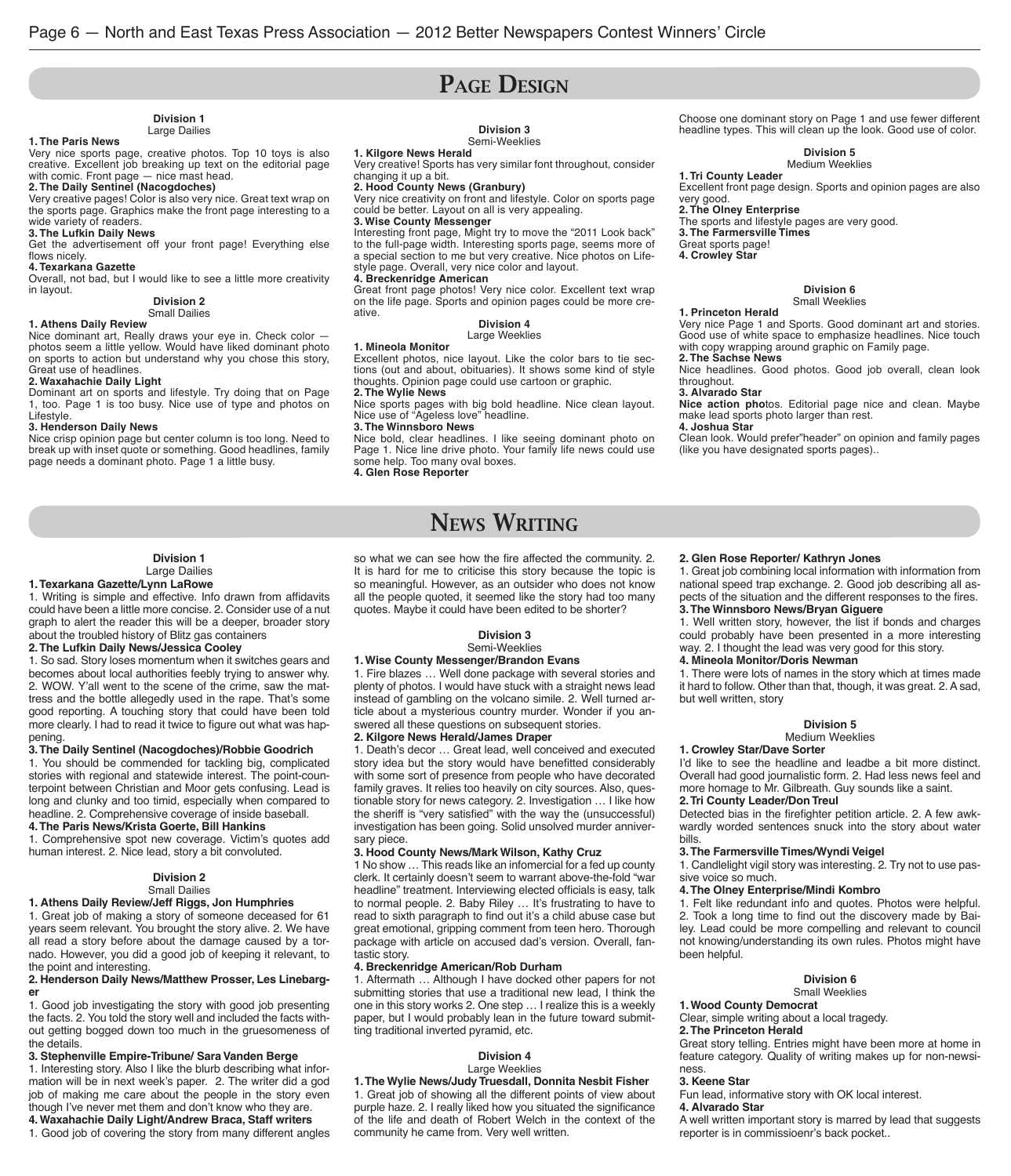# Page Design

### Division 1
Large Dailies

**1. The Paris News**
Very nice sports page, creative photos. Top 10 toys is also creative. Excellent job breaking up text on the editorial page with comic. Front page — nice mast head.

**2. The Daily Sentinel (Nacogdoches)**
Very creative pages! Color is also very nice. Great text wrap on the sports page. Graphics make the front page interesting to a wide variety of readers.

**3. The Lufkin Daily News**
Get the advertisement off your front page! Everything else flows nicely.

**4. Texarkana Gazette**
Overall, not bad, but I would like to see a little more creativity in layout.

### Division 2
Small Dailies

**1. Athens Daily Review**
Nice dominant art, Really draws your eye in. Check color — photos seem a little yellow. Would have liked dominant photo on sports to action but understand why you chose this story, Great use of headlines.

**2. Waxahachie Daily Light**
Dominant art on sports and lifestyle. Try doing that on Page 1, too. Page 1 is too busy. Nice use of type and photos on Lifestyle.

**3. Henderson Daily News**
Nice crisp opinion page but center column is too long. Need to break up with inset quote or something. Good headlines, family page needs a dominant photo. Page 1 a little busy.

### Division 3
Semi-Weeklies

**1. Kilgore News Herald**
Very creative! Sports has very similar font throughout, consider changing it up a bit.

**2. Hood County News (Granbury)**
Very nice creativity on front and lifestyle. Color on sports page could be better. Layout on all is very appealing.

**3. Wise County Messenger**
Interesting front page, Might try to move the "2011 Look back" to the full-page width. Interesting sports page, seems more of a special section to me but very creative. Nice photos on Life-style page. Overall, very nice color and layout.

**4. Breckenridge American**
Great front page photos! Very nice color. Excellent text wrap on the life page. Sports and opinion pages could be more creative.

### Division 4
Large Weeklies

**1. Mineola Monitor**
Excellent photos, nice layout. Like the color bars to tie sections (out and about, obituaries). It shows some kind of style thoughts. Opinion page could use cartoon or graphic.

**2. The Wylie News**
Nice sports pages with big bold headline. Nice clean layout. Nice use of "Ageless love" headline.

**3. The Winnsboro News**
Nice bold, clear headlines. I like seeing dominant photo on Page 1. Nice line drive photo. Your family life news could use some help. Too many oval boxes.

**4. Glen Rose Reporter**
Choose one dominant story on Page 1 and use fewer different headline types. This will clean up the look. Good use of color.

### Division 5
Medium Weeklies

**1. Tri County Leader**
Excellent front page design. Sports and opinion pages are also very good.

**2. The Olney Enterprise**
The sports and lifestyle pages are very good.

**3. The Farmersville Times**
Great sports page!

**4. Crowley Star**

### Division 6
Small Weeklies

**1. Princeton Herald**
Very nice Page 1 and Sports. Good dominant art and stories. Good use of white space to emphasize headlines. Nice touch with copy wrapping around graphic on Family page.

**2. The Sachse News**
Nice headlines. Good photos. Good job overall, clean look throughout.

**3. Alvarado Star**
**Nice action pho**tos. Editorial page nice and clean. Maybe make lead sports photo larger than rest.

**4. Joshua Star**
Clean look. Would prefer"header" on opinion and family pages (like you have designated sports pages)..

# News Writing

### Division 1
Large Dailies

**1. Texarkana Gazette/Lynn LaRowe**
1. Writing is simple and effective. Info drawn from affidavits could have been a little more concise. 2. Consider use of a nut graph to alert the reader this will be a deeper, broader story about the troubled history of Blitz gas containers

**2. The Lufkin Daily News/Jessica Cooley**
1. So sad. Story loses momentum when it switches gears and becomes about local authorities feebly trying to answer why. 2. WOW. Y'all went to the scene of the crime, saw the mattress and the bottle allegedly used in the rape. That's some good reporting. A touching story that could have been told more clearly. I had to read it twice to figure out what was happening.

**3. The Daily Sentinel (Nacogdoches)/Robbie Goodrich**
1. You should be commended for tackling big, complicated stories with regional and statewide interest. The point-counterpoint between Christian and Moor gets confusing. Lead is long and clunky and too timid, especially when compared to headline. 2. Comprehensive coverage of inside baseball.

**4. The Paris News/Krista Goerte, Bill Hankins**
1. Comprehensive spot new coverage. Victim's quotes add human interest. 2. Nice lead, story a bit convoluted.

### Division 2
Small Dailies

**1. Athens Daily Review/Jeff Riggs, Jon Humphries**
1. Great job of making a story of someone deceased for 61 years seem relevant. You brought the story alive. 2. We have all read a story before about the damage caused by a tornado. However, you did a good job of keeping it relevant, to the point and interesting.

**2. Henderson Daily News/Matthew Prosser, Les Linebarger**
1. Good job investigating the story with good job presenting the facts. 2. You told the story well and included the facts without getting bogged down too much in the gruesomeness of the details.

**3. Stephenville Empire-Tribune/ Sara Vanden Berge**
1. Interesting story. Also I like the blurb describing what information will be in next week's paper. 2. The writer did a god job of making me care about the people in the story even though I've never met them and don't know who they are.

**4. Waxahachie Daily Light/Andrew Braca, Staff writers**
1. Good job of covering the story from many different angles so what we can see how the fire affected the community. 2. It is hard for me to criticise this story because the topic is so meaningful. However, as an outsider who does not know all the people quoted, it seemed like the story had too many quotes. Maybe it could have been edited to be shorter?

### Division 3
Semi-Weeklies

**1. Wise County Messenger/Brandon Evans**
1. Fire blazes … Well done package with several stories and plenty of photos. I would have stuck with a straight news lead instead of gambling on the volcano simile. 2. Well turned article about a mysterious country murder. Wonder if you answered all these questions on subsequent stories.

**2. Kilgore News Herald/James Draper**
1. Death's decor … Great lead, well conceived and executed story idea but the story would have benefitted considerably with some sort of presence from people who have decorated family graves. It relies too heavily on city sources. Also, questionable story for news category. 2. Investigation … I like how the sheriff is "very satisfied" with the way the (unsuccessful) investigation has been going. Solid unsolved murder anniversary piece.

**3. Hood County News/Mark Wilson, Kathy Cruz**
1 No show … This reads like an infomercial for a fed up county clerk. It certainly doesn't seem to warrant above-the-fold "war headline" treatment. Interviewing elected officials is easy, talk to normal people. 2. Baby Riley … It's frustrating to have to read to sixth paragraph to find out it's a child abuse case but great emotional, gripping comment from teen hero. Thorough package with article on accused dad's version. Overall, fantastic story.

**4. Breckenridge American/Rob Durham**
1. Aftermath … Although I have docked other papers for not submitting stories that use a traditional new lead, I think the one in this story works 2. One step … I realize this is a weekly paper, but I would probably lean in the future toward submitting traditional inverted pyramid, etc.

### Division 4
Large Weeklies

**1. The Wylie News/Judy Truesdall, Donnita Nesbit Fisher**
1. Great job of showing all the different points of view about purple haze. 2. I really liked how you situated the significance of the life and death of Robert Welch in the context of the community he came from. Very well written.

**2. Glen Rose Reporter/ Kathryn Jones**
1. Great job combining local information with information from national speed trap exchange. 2. Good job describing all aspects of the situation and the different responses to the fires.

**3. The Winnsboro News/Bryan Giguere**
1. Well written story, however, the list if bonds and charges could probably have been presented in a more interesting way. 2. I thought the lead was very good for this story.

**4. Mineola Monitor/Doris Newman**
1. There were lots of names in the story which at times made it hard to follow. Other than that, though, it was great. 2. A sad, but well written, story

### Division 5
Medium Weeklies

**1. Crowley Star/Dave Sorter**
I'd like to see the headline and leadbe a bit more distinct. Overall had good journalistic form. 2. Had less news feel and more homage to Mr. Gilbreath. Guy sounds like a saint.

**2. Tri County Leader/Don Treul**
Detected bias in the firefighter petition article. 2. A few awkwardly worded sentences snuck into the story about water bills.

**3. The Farmersville Times/Wyndi Veigel**
1. Candlelight vigil story was interesting. 2. Try not to use passive voice so much.

**4. The Olney Enterprise/Mindi Kombro**
1. Felt like redundant info and quotes. Photos were helpful. 2. Took a long time to find out the discovery made by Bailey. Lead could be more compelling and relevant to council not knowing/understanding its own rules. Photos might have been helpful.

### Division 6
Small Weeklies

**1. Wood County Democrat**
Clear, simple writing about a local tragedy.

**2. The Princeton Herald**
Great story telling. Entries might have been more at home in feature category. Quality of writing makes up for non-newsiness.

**3. Keene Star**
Fun lead, informative story with OK local interest.

**4. Alvarado Star**
A well written important story is marred by lead that suggests reporter is in commissioenr's back pocket..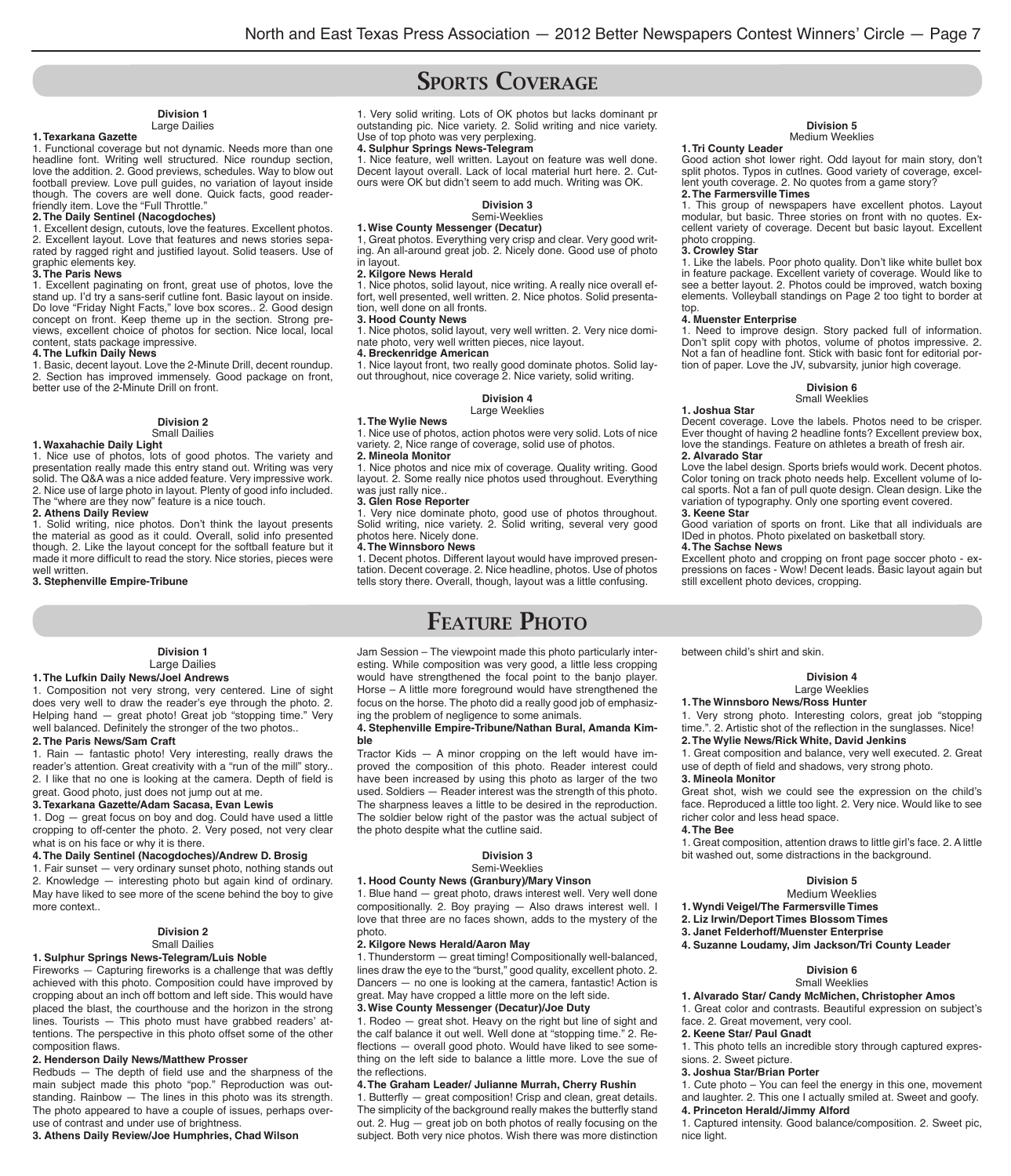## Sports Coverage

### Division 1
Large Dailies

**1. Texarkana Gazette**
1. Functional coverage but not dynamic. Needs more than one headline font. Writing well structured. Nice roundup section, love the addition. 2. Good previews, schedules. Way to blow out football preview. Love pull guides, no variation of layout inside though. The covers are well done. Quick facts, good reader-friendly item. Love the "Full Throttle."

**2. The Daily Sentinel (Nacogdoches)**
1. Excellent design, cutouts, love the features. Excellent photos. 2. Excellent layout. Love that features and news stories separated by ragged right and justified layout. Solid teasers. Use of graphic elements key.

**3. The Paris News**
1. Excellent paginating on front, great use of photos, love the stand up. I'd try a sans-serif cutline font. Basic layout on inside. Do love "Friday Night Facts," love box scores.. 2. Good design concept on front. Keep theme up in the section. Strong previews, excellent choice of photos for section. Nice local, local content, stats package impressive.

**4. The Lufkin Daily News**
1. Basic, decent layout. Love the 2-Minute Drill, decent roundup. 2. Section has improved immensely. Good package on front, better use of the 2-Minute Drill on front.

### Division 2
Small Dailies

**1. Waxahachie Daily Light**
1. Nice use of photos, lots of good photos. The variety and presentation really made this entry stand out. Writing was very solid. The Q&A was a nice added feature. Very impressive work. 2. Nice use of large photo in layout. Plenty of good info included. The "where are they now" feature is a nice touch.

**2. Athens Daily Review**
1. Solid writing, nice photos. Don't think the layout presents the material as good as it could. Overall, solid info presented though. 2. Like the layout concept for the softball feature but it made it more difficult to read the story. Nice stories, pieces were well written.

**3. Stephenville Empire-Tribune**
1. Very solid writing. Lots of OK photos but lacks dominant pr outstanding pic. Nice variety. 2. Solid writing and nice variety. Use of top photo was very perplexing.

**4. Sulphur Springs News-Telegram**
1. Nice feature, well written. Layout on feature was well done. Decent layout overall. Lack of local material hurt here. 2. Cutours were OK but didn't seem to add much. Writing was OK.

### Division 3
Semi-Weeklies

**1. Wise County Messenger (Decatur)**
1, Great photos. Everything very crisp and clear. Very good writing. An all-around great job. 2. Nicely done. Good use of photo in layout.

**2. Kilgore News Herald**
1. Nice photos, solid layout, nice writing. A really nice overall effort, well presented, well written. 2. Nice photos. Solid presentation, well done on all fronts.

**3. Hood County News**
1. Nice photos, solid layout, very well written. 2. Very nice dominate photo, very well written pieces, nice layout.

**4. Breckenridge American**
1. Nice layout front, two really good dominate photos. Solid layout throughout, nice coverage 2. Nice variety, solid writing.

### Division 4
Large Weeklies

**1. The Wylie News**
1. Nice use of photos, action photos were very solid. Lots of nice variety. 2, Nice range of coverage, solid use of photos.

**2. Mineola Monitor**
1. Nice photos and nice mix of coverage. Quality writing. Good layout. 2. Some really nice photos used throughout. Everything was just rally nice..

**3. Glen Rose Reporter**
1. Very nice dominate photo, good use of photos throughout. Solid writing, nice variety. 2. Solid writing, several very good photos here. Nicely done.

**4. The Winnsboro News**
1. Decent photos. Different layout would have improved presentation. Decent coverage. 2. Nice headline, photos. Use of photos tells story there. Overall, though, layout was a little confusing.

### Division 5
Medium Weeklies

**1. Tri County Leader**
Good action shot lower right. Odd layout for main story, don't split photos. Typos in cutlnes. Good variety of coverage, excellent youth coverage. 2. No quotes from a game story?

**2. The Farmersville Times**
1. This group of newspapers have excellent photos. Layout modular, but basic. Three stories on front with no quotes. Excellent variety of coverage. Decent but basic layout. Excellent photo cropping.

**3. Crowley Star**
1. Like the labels. Poor photo quality. Don't like white bullet box in feature package. Excellent variety of coverage. Would like to see a better layout. 2. Photos could be improved, watch boxing elements. Volleyball standings on Page 2 too tight to border at top.

**4. Muenster Enterprise**
1. Need to improve design. Story packed full of information. Don't split copy with photos, volume of photos impressive. 2. Not a fan of headline font. Stick with basic font for editorial portion of paper. Love the JV, subvarsity, junior high coverage.

### Division 6
Small Weeklies

**1. Joshua Star**
Decent coverage. Love the labels. Photos need to be crisper. Ever thought of having 2 headline fonts? Excellent preview box, love the standings. Feature on athletes a breath of fresh air.

**2. Alvarado Star**
Love the label design. Sports briefs would work. Decent photos. Color toning on track photo needs help. Excellent volume of local sports. Not a fan of pull quote design. Clean design. Like the variation of typography. Only one sporting event covered.

**3. Keene Star**
Good variation of sports on front. Like that all individuals are IDed in photos. Photo pixelated on basketball story.

**4. The Sachse News**
Excellent photo and cropping on front page soccer photo - expressions on faces - Wow! Decent leads. Basic layout again but still excellent photo devices, cropping.

## Feature Photo

### Division 1
Large Dailies

**1. The Lufkin Daily News/Joel Andrews**
1. Composition not very strong, very centered. Line of sight does very well to draw the reader's eye through the photo. 2. Helping hand — great photo! Great job "stopping time." Very well balanced. Definitely the stronger of the two photos..

**2. The Paris News/Sam Craft**
1. Rain — fantastic photo! Very interesting, really draws the reader's attention. Great creativity with a "run of the mill" story.. 2. I like that no one is looking at the camera. Depth of field is great. Good photo, just does not jump out at me.

**3. Texarkana Gazette/Adam Sacasa, Evan Lewis**
1. Dog — great focus on boy and dog. Could have used a little cropping to off-center the photo. 2. Very posed, not very clear what is on his face or why it is there.

**4. The Daily Sentinel (Nacogdoches)/Andrew D. Brosig**
1. Fair sunset — very ordinary sunset photo, nothing stands out 2. Knowledge — interesting photo but again kind of ordinary. May have liked to see more of the scene behind the boy to give more context..

### Division 2
Small Dailies

**1. Sulphur Springs News-Telegram/Luis Noble**
Fireworks — Capturing fireworks is a challenge that was deftly achieved with this photo. Composition could have improved by cropping about an inch off bottom and left side. This would have placed the blast, the courthouse and the horizon in the strong lines. Tourists — This photo must have grabbed readers' attentions. The perspective in this photo offset some of the other composition flaws.

**2. Henderson Daily News/Matthew Prosser**
Redbuds — The depth of field use and the sharpness of the main subject made this photo "pop." Reproduction was outstanding. Rainbow — The lines in this photo was its strength. The photo appeared to have a couple of issues, perhaps overuse of contrast and under use of brightness.

**3. Athens Daily Review/Joe Humphries, Chad Wilson**
Jam Session – The viewpoint made this photo particularly interesting. While composition was very good, a little less cropping would have strengthened the focal point to the banjo player. Horse – A little more foreground would have strengthened the focus on the horse. The photo did a really good job of emphasizing the problem of negligence to some animals.

**4. Stephenville Empire-Tribune/Nathan Bural, Amanda Kimble**
Tractor Kids — A minor cropping on the left would have improved the composition of this photo. Reader interest could have been increased by using this photo as larger of the two used. Soldiers — Reader interest was the strength of this photo. The sharpness leaves a little to be desired in the reproduction. The soldier below right of the pastor was the actual subject of the photo despite what the cutline said.

### Division 3
Semi-Weeklies

**1. Hood County News (Granbury)/Mary Vinson**
1. Blue hand — great photo, draws interest well. Very well done compositionally. 2. Boy praying — Also draws interest well. I love that three are no faces shown, adds to the mystery of the photo.

**2. Kilgore News Herald/Aaron May**
1. Thunderstorm — great timing! Compositionally well-balanced, lines draw the eye to the "burst," good quality, excellent photo. 2. Dancers — no one is looking at the camera, fantastic! Action is great. May have cropped a little more on the left side.

**3. Wise County Messenger (Decatur)/Joe Duty**
1. Rodeo — great shot. Heavy on the right but line of sight and the calf balance it out well. Well done at "stopping time." 2. Reflections — overall good photo. Would have liked to see something on the left side to balance a little more. Love the sue of the reflections.

**4. The Graham Leader/ Julianne Murrah, Cherry Rushin**
1. Butterfly — great composition! Crisp and clean, great details. The simplicity of the background really makes the butterfly stand out. 2. Hug — great job on both photos of really focusing on the subject. Both very nice photos. Wish there was more distinction between child's shirt and skin.

### Division 4
Large Weeklies

**1. The Winnsboro News/Ross Hunter**
1. Very strong photo. Interesting colors, great job "stopping time.". 2. Artistic shot of the reflection in the sunglasses. Nice!

**2. The Wylie News/Rick White, David Jenkins**
1. Great composition and balance, very well executed. 2. Great use of depth of field and shadows, very strong photo.

**3. Mineola Monitor**
Great shot, wish we could see the expression on the child's face. Reproduced a little too light. 2. Very nice. Would like to see richer color and less head space.

**4. The Bee**
1. Great composition, attention draws to little girl's face. 2. A little bit washed out, some distractions in the background.

### Division 5
Medium Weeklies

**1. Wyndi Veigel/The Farmersville Times**

**2. Liz Irwin/Deport Times Blossom Times**

**3. Janet Felderhoff/Muenster Enterprise**

**4. Suzanne Loudamy, Jim Jackson/Tri County Leader**

### Division 6
Small Weeklies

**1. Alvarado Star/ Candy McMichen, Christopher Amos**
1. Great color and contrasts. Beautiful expression on subject's face. 2. Great movement, very cool.

**2. Keene Star/ Paul Gnadt**
1. This photo tells an incredible story through captured expressions. 2. Sweet picture.

**3. Joshua Star/Brian Porter**
1. Cute photo – You can feel the energy in this one, movement and laughter. 2. This one I actually smiled at. Sweet and goofy.

**4. Princeton Herald/Jimmy Alford**
1. Captured intensity. Good balance/composition. 2. Sweet pic, nice light.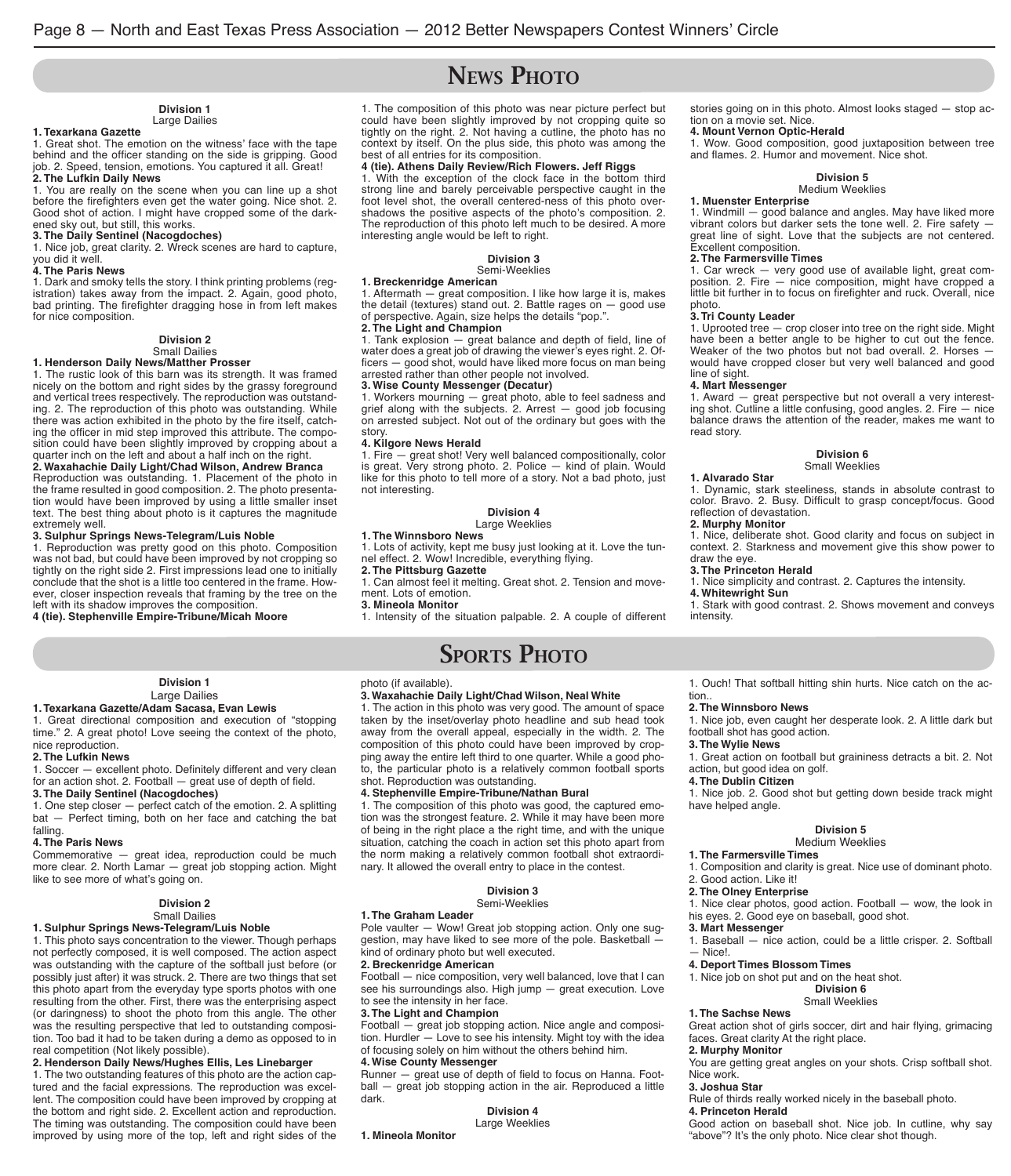# News Photo

### Division 1
Large Dailies

**1. Texarkana Gazette**
1. Great shot. The emotion on the witness' face with the tape behind and the officer standing on the side is gripping. Good job. 2. Speed, tension, emotions. You captured it all. Great!

**2. The Lufkin Daily News**
1. You are really on the scene when you can line up a shot before the firefighters even get the water going. Nice shot. 2. Good shot of action. I might have cropped some of the darkened sky out, but still, this works.

**3. The Daily Sentinel (Nacogdoches)**
1. Nice job, great clarity. 2. Wreck scenes are hard to capture, you did it well.

**4. The Paris News**
1. Dark and smoky tells the story. I think printing problems (registration) takes away from the impact. 2. Again, good photo, bad printing. The firefighter dragging hose in from left makes for nice composition.

### Division 2
Small Dailies

**1. Henderson Daily News/Matther Prosser**
1. The rustic look of this barn was its strength. It was framed nicely on the bottom and right sides by the grassy foreground and vertical trees respectively. The reproduction was outstanding. 2. The reproduction of this photo was outstanding. While there was action exhibited in the photo by the fire itself, catching the officer in mid step improved this attribute. The composition could have been slightly improved by cropping about a quarter inch on the left and about a half inch on the right.

**2. Waxahachie Daily Light/Chad Wilson, Andrew Branca**
Reproduction was outstanding. 1. Placement of the photo in the frame resulted in good composition. 2. The photo presentation would have been improved by using a little smaller inset text. The best thing about photo is it captures the magnitude extremely well.

**3. Sulphur Springs News-Telegram/Luis Noble**
1. Reproduction was pretty good on this photo. Composition was not bad, but could have been improved by not cropping so tightly on the right side 2. First impressions lead one to initially conclude that the shot is a little too centered in the frame. However, closer inspection reveals that framing by the tree on the left with its shadow improves the composition.

**4 (tie). Stephenville Empire-Tribune/Micah Moore**
1. The composition of this photo was near picture perfect but could have been slightly improved by not cropping quite so tightly on the right. 2. Not having a cutline, the photo has no context by itself. On the plus side, this photo was among the best of all entries for its composition.

**4 (tie). Athens Daily Review/Rich Flowers. Jeff Riggs**
1. With the exception of the clock face in the bottom third strong line and barely perceivable perspective caught in the foot level shot, the overall centered-ness of this photo overshadows the positive aspects of the photo's composition. 2. The reproduction of this photo left much to be desired. A more interesting angle would be left to right.

### Division 3
Semi-Weeklies

**1. Breckenridge American**
1. Aftermath — great composition. I like how large it is, makes the detail (textures) stand out. 2. Battle rages on — good use of perspective. Again, size helps the details "pop.".

**2. The Light and Champion**
1. Tank explosion — great balance and depth of field, line of water does a great job of drawing the viewer's eyes right. 2. Officers — good shot, would have liked more focus on man being arrested rather than other people not involved.

**3. Wise County Messenger (Decatur)**
1. Workers mourning — great photo, able to feel sadness and grief along with the subjects. 2. Arrest — good job focusing on arrested subject. Not out of the ordinary but goes with the story.

**4. Kilgore News Herald**
1. Fire — great shot! Very well balanced compositionally, color is great. Very strong photo. 2. Police — kind of plain. Would like for this photo to tell more of a story. Not a bad photo, just not interesting.

### Division 4
Large Weeklies

**1. The Winnsboro News**
1. Lots of activity, kept me busy just looking at it. Love the tunnel effect. 2. Wow! Incredible, everything flying.

**2. The Pittsburg Gazette**
1. Can almost feel it melting. Great shot. 2. Tension and movement. Lots of emotion.

**3. Mineola Monitor**
1. Intensity of the situation palpable. 2. A couple of different stories going on in this photo. Almost looks staged — stop action on a movie set. Nice.

**4. Mount Vernon Optic-Herald**
1. Wow. Good composition, good juxtaposition between tree and flames. 2. Humor and movement. Nice shot.

### Division 5
Medium Weeklies

**1. Muenster Enterprise**
1. Windmill — good balance and angles. May have liked more vibrant colors but darker sets the tone well. 2. Fire safety — great line of sight. Love that the subjects are not centered. Excellent composition.

**2. The Farmersville Times**
1. Car wreck — very good use of available light, great composition. 2. Fire — nice composition, might have cropped a little bit further in to focus on firefighter and ruck. Overall, nice photo.

**3. Tri County Leader**
1. Uprooted tree — crop closer into tree on the right side. Might have been a better angle to be higher to cut out the fence. Weaker of the two photos but not bad overall. 2. Horses — would have cropped closer but very well balanced and good line of sight.

**4. Mart Messenger**
1. Award — great perspective but not overall a very interesting shot. Cutline a little confusing, good angles. 2. Fire — nice balance draws the attention of the reader, makes me want to read story.

### Division 6
Small Weeklies

**1. Alvarado Star**
1. Dynamic, stark steeliness, stands in absolute contrast to color. Bravo. 2. Busy. Difficult to grasp concept/focus. Good reflection of devastation.

**2. Murphy Monitor**
1. Nice, deliberate shot. Good clarity and focus on subject in context. 2. Starkness and movement give this show power to draw the eye.

**3. The Princeton Herald**
1. Nice simplicity and contrast. 2. Captures the intensity.

**4. Whitewright Sun**
1. Stark with good contrast. 2. Shows movement and conveys intensity.

# Sports Photo

### Division 1
Large Dailies

**1. Texarkana Gazette/Adam Sacasa, Evan Lewis**
1. Great directional composition and execution of "stopping time." 2. A great photo! Love seeing the context of the photo, nice reproduction.

**2. The Lufkin News**
1. Soccer — excellent photo. Definitely different and very clean for an action shot. 2. Football — great use of depth of field.

**3. The Daily Sentinel (Nacogdoches)**
1. One step closer — perfect catch of the emotion. 2. A splitting bat — Perfect timing, both on her face and catching the bat falling.

**4. The Paris News**
Commemorative — great idea, reproduction could be much more clear. 2. North Lamar — great job stopping action. Might like to see more of what's going on.

### Division 2
Small Dailies

**1. Sulphur Springs News-Telegram/Luis Noble**
1. This photo says concentration to the viewer. Though perhaps not perfectly composed, it is well composed. The action aspect was outstanding with the capture of the softball just before (or possibly just after) it was struck. 2. There are two things that set this photo apart from the everyday type sports photos with one resulting from the other. First, there was the enterprising aspect (or daringness) to shoot the photo from this angle. The other was the resulting perspective that led to outstanding composition. Too bad it had to be taken during a demo as opposed to in real competition (Not likely possible).

**2. Henderson Daily News/Hughes Ellis, Les Linebarger**
1. The two outstanding features of this photo are the action captured and the facial expressions. The reproduction was excellent. The composition could have been improved by cropping at the bottom and right side. 2. Excellent action and reproduction. The timing was outstanding. The composition could have been improved by using more of the top, left and right sides of the photo (if available).

**3. Waxahachie Daily Light/Chad Wilson, Neal White**
1. The action in this photo was very good. The amount of space taken by the inset/overlay photo headline and sub head took away from the overall appeal, especially in the width. 2. The composition of this photo could have been improved by cropping away the entire left third to one quarter. While a good photo, the particular photo is a relatively common football sports shot. Reproduction was outstanding.

**4. Stephenville Empire-Tribune/Nathan Bural**
1. The composition of this photo was good, the captured emotion was the strongest feature. 2. While it may have been more of being in the right place a the right time, and with the unique situation, catching the coach in action set this photo apart from the norm making a relatively common football shot extraordinary. It allowed the overall entry to place in the contest.

### Division 3
Semi-Weeklies

**1. The Graham Leader**
Pole vaulter — Wow! Great job stopping action. Only one suggestion, may have liked to see more of the pole. Basketball — kind of ordinary photo but well executed.

**2. Breckenridge American**
Football — nice composition, very well balanced, love that I can see his surroundings also. High jump — great execution. Love to see the intensity in her face.

**3. The Light and Champion**
Football — great job stopping action. Nice angle and composition. Hurdler — Love to see his intensity. Might toy with the idea of focusing solely on him without the others behind him.

**4. Wise County Messenger**
Runner — great use of depth of field to focus on Hanna. Football — great job stopping action in the air. Reproduced a little dark.

### Division 4
Large Weeklies

**1. Mineola Monitor**
1. Ouch! That softball hitting shin hurts. Nice catch on the action..

**2. The Winnsboro News**
1. Nice job, even caught her desperate look. 2. A little dark but football shot has good action.

**3. The Wylie News**
1. Great action on football but graininess detracts a bit. 2. Not action, but good idea on golf.

**4. The Dublin Citizen**
1. Nice job. 2. Good shot but getting down beside track might have helped angle.

### Division 5
Medium Weeklies

**1. The Farmersville Times**
1. Composition and clarity is great. Nice use of dominant photo. 2. Good action. Like it!

**2. The Olney Enterprise**
1. Nice clear photos, good action. Football — wow, the look in his eyes. 2. Good eye on baseball, good shot.

**3. Mart Messenger**
1. Baseball — nice action, could be a little crisper. 2. Softball — Nice!.

**4. Deport Times Blossom Times**
1. Nice job on shot put and on the heat shot.

### Division 6
Small Weeklies

**1. The Sachse News**
Great action shot of girls soccer, dirt and hair flying, grimacing faces. Great clarity At the right place.

**2. Murphy Monitor**
You are getting great angles on your shots. Crisp softball shot. Nice work.

**3. Joshua Star**
Rule of thirds really worked nicely in the baseball photo.

**4. Princeton Herald**
Good action on baseball shot. Nice job. In cutline, why say "above"? It's the only photo. Nice clear shot though.